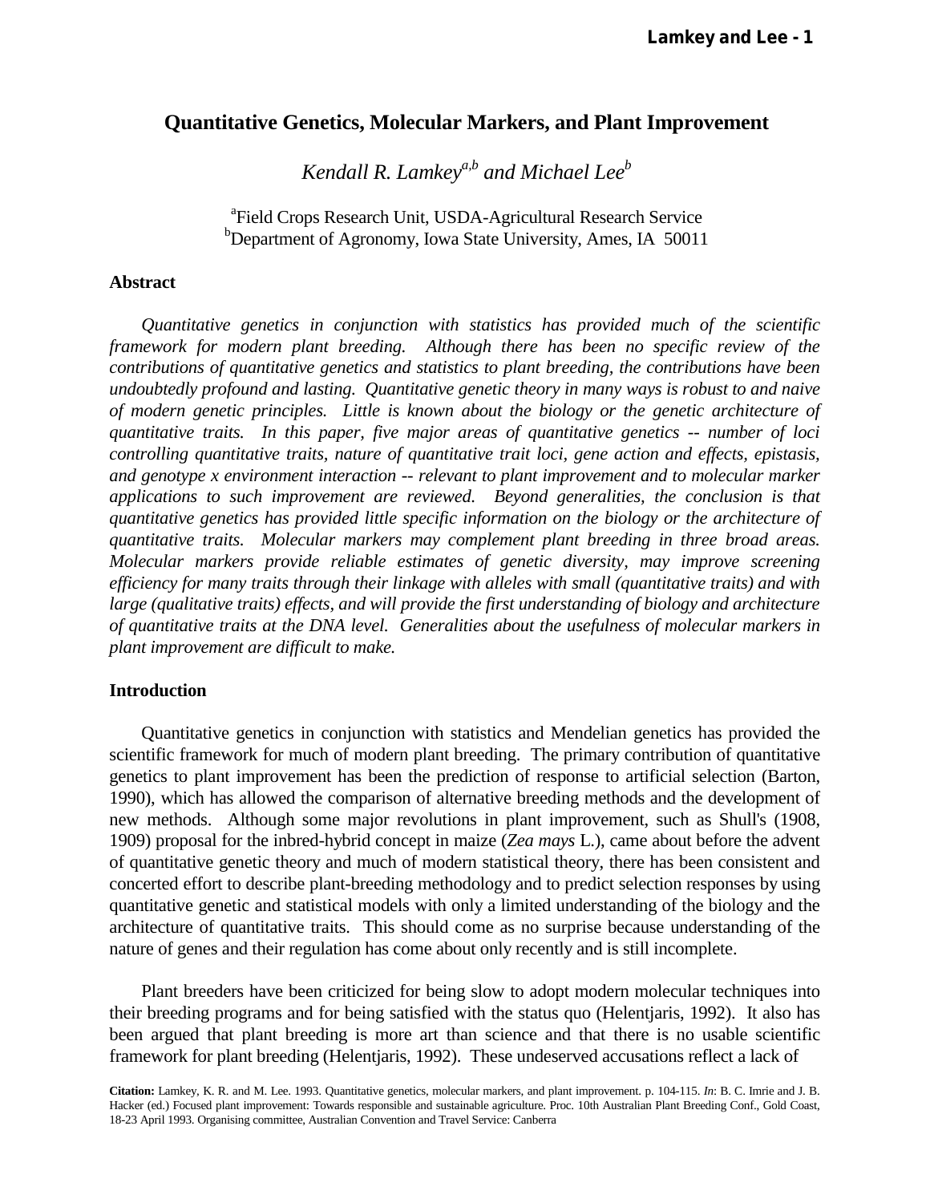# Quantitative Genetics, Molecular Markers, and Plant Improvement

*Kendall R. Lamkey[a,b] and Michael Lee[b]*

[a]Field Crops Research Unit, USDA-Agricultural Research Service
[b]Department of Agronomy, Iowa State University, Ames, IA 50011

## Abstract

*Quantitative genetics in conjunction with statistics has provided much of the scientific framework for modern plant breeding. Although there has been no specific review of the contributions of quantitative genetics and statistics to plant breeding, the contributions have been undoubtedly profound and lasting. Quantitative genetic theory in many ways is robust to and naive of modern genetic principles. Little is known about the biology or the genetic architecture of quantitative traits. In this paper, five major areas of quantitative genetics -- number of loci controlling quantitative traits, nature of quantitative trait loci, gene action and effects, epistasis, and genotype x environment interaction -- relevant to plant improvement and to molecular marker applications to such improvement are reviewed. Beyond generalities, the conclusion is that quantitative genetics has provided little specific information on the biology or the architecture of quantitative traits. Molecular markers may complement plant breeding in three broad areas. Molecular markers provide reliable estimates of genetic diversity, may improve screening efficiency for many traits through their linkage with alleles with small (quantitative traits) and with large (qualitative traits) effects, and will provide the first understanding of biology and architecture of quantitative traits at the DNA level. Generalities about the usefulness of molecular markers in plant improvement are difficult to make.*

## Introduction

Quantitative genetics in conjunction with statistics and Mendelian genetics has provided the scientific framework for much of modern plant breeding. The primary contribution of quantitative genetics to plant improvement has been the prediction of response to artificial selection (Barton, 1990), which has allowed the comparison of alternative breeding methods and the development of new methods. Although some major revolutions in plant improvement, such as Shull's (1908, 1909) proposal for the inbred-hybrid concept in maize (*Zea mays* L.), came about before the advent of quantitative genetic theory and much of modern statistical theory, there has been consistent and concerted effort to describe plant-breeding methodology and to predict selection responses by using quantitative genetic and statistical models with only a limited understanding of the biology and the architecture of quantitative traits. This should come as no surprise because understanding of the nature of genes and their regulation has come about only recently and is still incomplete.

Plant breeders have been criticized for being slow to adopt modern molecular techniques into their breeding programs and for being satisfied with the status quo (Helentjaris, 1992). It also has been argued that plant breeding is more art than science and that there is no usable scientific framework for plant breeding (Helentjaris, 1992). These undeserved accusations reflect a lack of

**Citation:** Lamkey, K. R. and M. Lee. 1993. Quantitative genetics, molecular markers, and plant improvement. p. 104-115. *In*: B. C. Imrie and J. B. Hacker (ed.) Focused plant improvement: Towards responsible and sustainable agriculture. Proc. 10th Australian Plant Breeding Conf., Gold Coast, 18-23 April 1993. Organising committee, Australian Convention and Travel Service: Canberra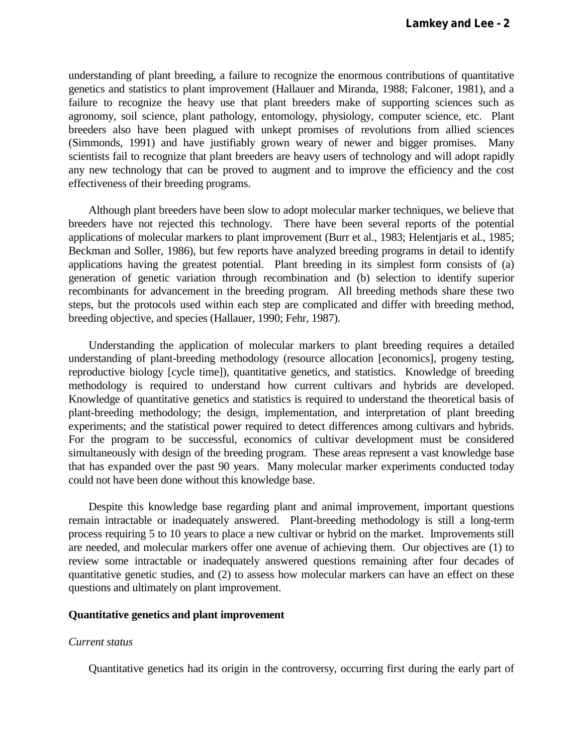understanding of plant breeding, a failure to recognize the enormous contributions of quantitative genetics and statistics to plant improvement (Hallauer and Miranda, 1988; Falconer, 1981), and a failure to recognize the heavy use that plant breeders make of supporting sciences such as agronomy, soil science, plant pathology, entomology, physiology, computer science, etc. Plant breeders also have been plagued with unkept promises of revolutions from allied sciences (Simmonds, 1991) and have justifiably grown weary of newer and bigger promises. Many scientists fail to recognize that plant breeders are heavy users of technology and will adopt rapidly any new technology that can be proved to augment and to improve the efficiency and the cost effectiveness of their breeding programs.

Although plant breeders have been slow to adopt molecular marker techniques, we believe that breeders have not rejected this technology. There have been several reports of the potential applications of molecular markers to plant improvement (Burr et al., 1983; Helentjaris et al., 1985; Beckman and Soller, 1986), but few reports have analyzed breeding programs in detail to identify applications having the greatest potential. Plant breeding in its simplest form consists of (a) generation of genetic variation through recombination and (b) selection to identify superior recombinants for advancement in the breeding program. All breeding methods share these two steps, but the protocols used within each step are complicated and differ with breeding method, breeding objective, and species (Hallauer, 1990; Fehr, 1987).

Understanding the application of molecular markers to plant breeding requires a detailed understanding of plant-breeding methodology (resource allocation [economics], progeny testing, reproductive biology [cycle time]), quantitative genetics, and statistics. Knowledge of breeding methodology is required to understand how current cultivars and hybrids are developed. Knowledge of quantitative genetics and statistics is required to understand the theoretical basis of plant-breeding methodology; the design, implementation, and interpretation of plant breeding experiments; and the statistical power required to detect differences among cultivars and hybrids. For the program to be successful, economics of cultivar development must be considered simultaneously with design of the breeding program. These areas represent a vast knowledge base that has expanded over the past 90 years. Many molecular marker experiments conducted today could not have been done without this knowledge base.

Despite this knowledge base regarding plant and animal improvement, important questions remain intractable or inadequately answered. Plant-breeding methodology is still a long-term process requiring 5 to 10 years to place a new cultivar or hybrid on the market. Improvements still are needed, and molecular markers offer one avenue of achieving them. Our objectives are (1) to review some intractable or inadequately answered questions remaining after four decades of quantitative genetic studies, and (2) to assess how molecular markers can have an effect on these questions and ultimately on plant improvement.

## Quantitative genetics and plant improvement

### *Current status*

Quantitative genetics had its origin in the controversy, occurring first during the early part of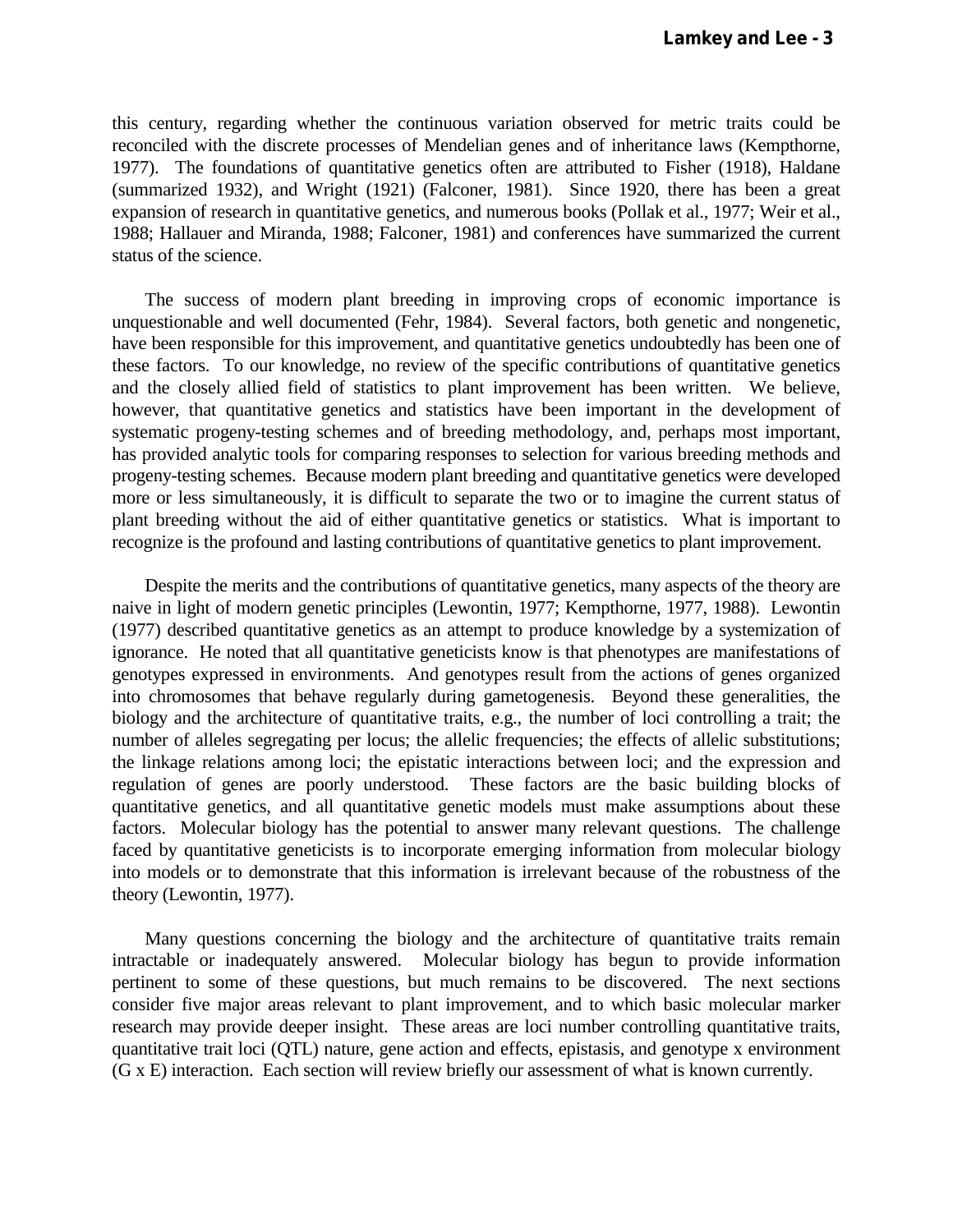this century, regarding whether the continuous variation observed for metric traits could be reconciled with the discrete processes of Mendelian genes and of inheritance laws (Kempthorne, 1977). The foundations of quantitative genetics often are attributed to Fisher (1918), Haldane (summarized 1932), and Wright (1921) (Falconer, 1981). Since 1920, there has been a great expansion of research in quantitative genetics, and numerous books (Pollak et al., 1977; Weir et al., 1988; Hallauer and Miranda, 1988; Falconer, 1981) and conferences have summarized the current status of the science.

The success of modern plant breeding in improving crops of economic importance is unquestionable and well documented (Fehr, 1984). Several factors, both genetic and nongenetic, have been responsible for this improvement, and quantitative genetics undoubtedly has been one of these factors. To our knowledge, no review of the specific contributions of quantitative genetics and the closely allied field of statistics to plant improvement has been written. We believe, however, that quantitative genetics and statistics have been important in the development of systematic progeny-testing schemes and of breeding methodology, and, perhaps most important, has provided analytic tools for comparing responses to selection for various breeding methods and progeny-testing schemes. Because modern plant breeding and quantitative genetics were developed more or less simultaneously, it is difficult to separate the two or to imagine the current status of plant breeding without the aid of either quantitative genetics or statistics. What is important to recognize is the profound and lasting contributions of quantitative genetics to plant improvement.

Despite the merits and the contributions of quantitative genetics, many aspects of the theory are naive in light of modern genetic principles (Lewontin, 1977; Kempthorne, 1977, 1988). Lewontin (1977) described quantitative genetics as an attempt to produce knowledge by a systemization of ignorance. He noted that all quantitative geneticists know is that phenotypes are manifestations of genotypes expressed in environments. And genotypes result from the actions of genes organized into chromosomes that behave regularly during gametogenesis. Beyond these generalities, the biology and the architecture of quantitative traits, e.g., the number of loci controlling a trait; the number of alleles segregating per locus; the allelic frequencies; the effects of allelic substitutions; the linkage relations among loci; the epistatic interactions between loci; and the expression and regulation of genes are poorly understood. These factors are the basic building blocks of quantitative genetics, and all quantitative genetic models must make assumptions about these factors. Molecular biology has the potential to answer many relevant questions. The challenge faced by quantitative geneticists is to incorporate emerging information from molecular biology into models or to demonstrate that this information is irrelevant because of the robustness of the theory (Lewontin, 1977).

Many questions concerning the biology and the architecture of quantitative traits remain intractable or inadequately answered. Molecular biology has begun to provide information pertinent to some of these questions, but much remains to be discovered. The next sections consider five major areas relevant to plant improvement, and to which basic molecular marker research may provide deeper insight. These areas are loci number controlling quantitative traits, quantitative trait loci (QTL) nature, gene action and effects, epistasis, and genotype x environment (G x E) interaction. Each section will review briefly our assessment of what is known currently.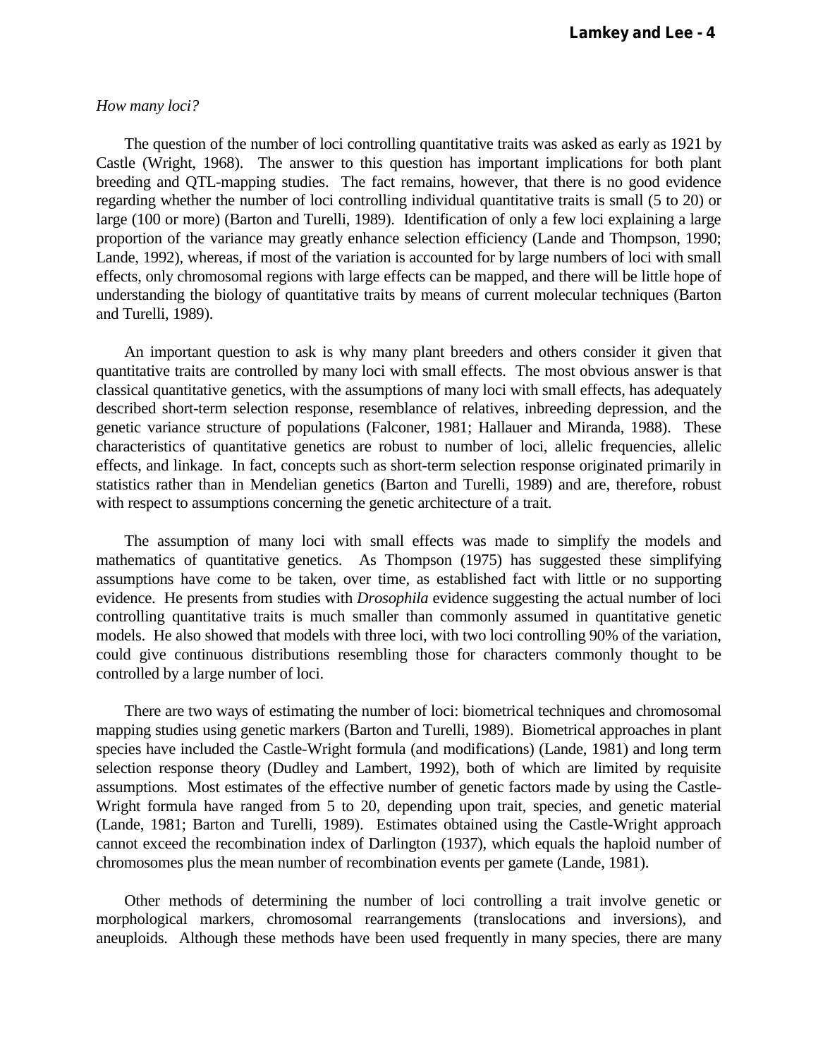*How many loci?*

The question of the number of loci controlling quantitative traits was asked as early as 1921 by Castle (Wright, 1968). The answer to this question has important implications for both plant breeding and QTL-mapping studies. The fact remains, however, that there is no good evidence regarding whether the number of loci controlling individual quantitative traits is small (5 to 20) or large (100 or more) (Barton and Turelli, 1989). Identification of only a few loci explaining a large proportion of the variance may greatly enhance selection efficiency (Lande and Thompson, 1990; Lande, 1992), whereas, if most of the variation is accounted for by large numbers of loci with small effects, only chromosomal regions with large effects can be mapped, and there will be little hope of understanding the biology of quantitative traits by means of current molecular techniques (Barton and Turelli, 1989).

An important question to ask is why many plant breeders and others consider it given that quantitative traits are controlled by many loci with small effects. The most obvious answer is that classical quantitative genetics, with the assumptions of many loci with small effects, has adequately described short-term selection response, resemblance of relatives, inbreeding depression, and the genetic variance structure of populations (Falconer, 1981; Hallauer and Miranda, 1988). These characteristics of quantitative genetics are robust to number of loci, allelic frequencies, allelic effects, and linkage. In fact, concepts such as short-term selection response originated primarily in statistics rather than in Mendelian genetics (Barton and Turelli, 1989) and are, therefore, robust with respect to assumptions concerning the genetic architecture of a trait.

The assumption of many loci with small effects was made to simplify the models and mathematics of quantitative genetics. As Thompson (1975) has suggested these simplifying assumptions have come to be taken, over time, as established fact with little or no supporting evidence. He presents from studies with *Drosophila* evidence suggesting the actual number of loci controlling quantitative traits is much smaller than commonly assumed in quantitative genetic models. He also showed that models with three loci, with two loci controlling 90% of the variation, could give continuous distributions resembling those for characters commonly thought to be controlled by a large number of loci.

There are two ways of estimating the number of loci: biometrical techniques and chromosomal mapping studies using genetic markers (Barton and Turelli, 1989). Biometrical approaches in plant species have included the Castle-Wright formula (and modifications) (Lande, 1981) and long term selection response theory (Dudley and Lambert, 1992), both of which are limited by requisite assumptions. Most estimates of the effective number of genetic factors made by using the Castle-Wright formula have ranged from 5 to 20, depending upon trait, species, and genetic material (Lande, 1981; Barton and Turelli, 1989). Estimates obtained using the Castle-Wright approach cannot exceed the recombination index of Darlington (1937), which equals the haploid number of chromosomes plus the mean number of recombination events per gamete (Lande, 1981).

Other methods of determining the number of loci controlling a trait involve genetic or morphological markers, chromosomal rearrangements (translocations and inversions), and aneuploids. Although these methods have been used frequently in many species, there are many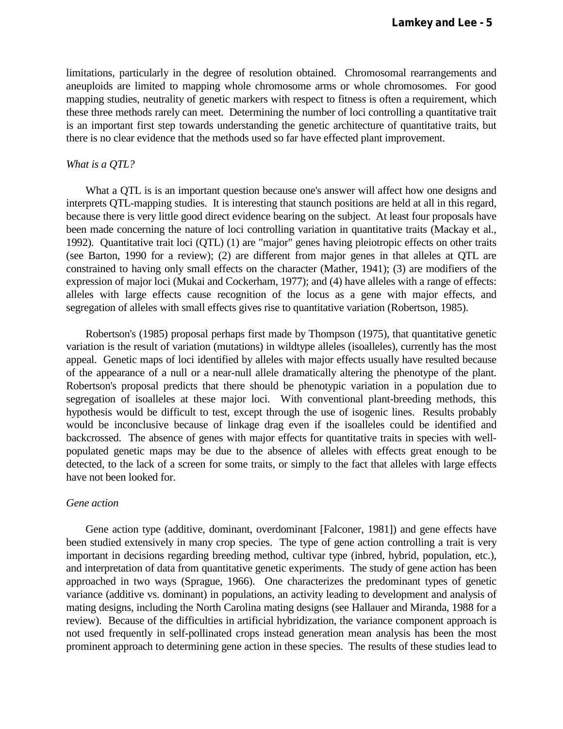limitations, particularly in the degree of resolution obtained. Chromosomal rearrangements and aneuploids are limited to mapping whole chromosome arms or whole chromosomes. For good mapping studies, neutrality of genetic markers with respect to fitness is often a requirement, which these three methods rarely can meet. Determining the number of loci controlling a quantitative trait is an important first step towards understanding the genetic architecture of quantitative traits, but there is no clear evidence that the methods used so far have effected plant improvement.

*What is a QTL?*

What a QTL is is an important question because one's answer will affect how one designs and interprets QTL-mapping studies. It is interesting that staunch positions are held at all in this regard, because there is very little good direct evidence bearing on the subject. At least four proposals have been made concerning the nature of loci controlling variation in quantitative traits (Mackay et al., 1992). Quantitative trait loci (QTL) (1) are "major" genes having pleiotropic effects on other traits (see Barton, 1990 for a review); (2) are different from major genes in that alleles at QTL are constrained to having only small effects on the character (Mather, 1941); (3) are modifiers of the expression of major loci (Mukai and Cockerham, 1977); and (4) have alleles with a range of effects: alleles with large effects cause recognition of the locus as a gene with major effects, and segregation of alleles with small effects gives rise to quantitative variation (Robertson, 1985).

Robertson's (1985) proposal perhaps first made by Thompson (1975), that quantitative genetic variation is the result of variation (mutations) in wildtype alleles (isoalleles), currently has the most appeal. Genetic maps of loci identified by alleles with major effects usually have resulted because of the appearance of a null or a near-null allele dramatically altering the phenotype of the plant. Robertson's proposal predicts that there should be phenotypic variation in a population due to segregation of isoalleles at these major loci. With conventional plant-breeding methods, this hypothesis would be difficult to test, except through the use of isogenic lines. Results probably would be inconclusive because of linkage drag even if the isoalleles could be identified and backcrossed. The absence of genes with major effects for quantitative traits in species with well-populated genetic maps may be due to the absence of alleles with effects great enough to be detected, to the lack of a screen for some traits, or simply to the fact that alleles with large effects have not been looked for.

*Gene action*

Gene action type (additive, dominant, overdominant [Falconer, 1981]) and gene effects have been studied extensively in many crop species. The type of gene action controlling a trait is very important in decisions regarding breeding method, cultivar type (inbred, hybrid, population, etc.), and interpretation of data from quantitative genetic experiments. The study of gene action has been approached in two ways (Sprague, 1966). One characterizes the predominant types of genetic variance (additive vs. dominant) in populations, an activity leading to development and analysis of mating designs, including the North Carolina mating designs (see Hallauer and Miranda, 1988 for a review). Because of the difficulties in artificial hybridization, the variance component approach is not used frequently in self-pollinated crops instead generation mean analysis has been the most prominent approach to determining gene action in these species. The results of these studies lead to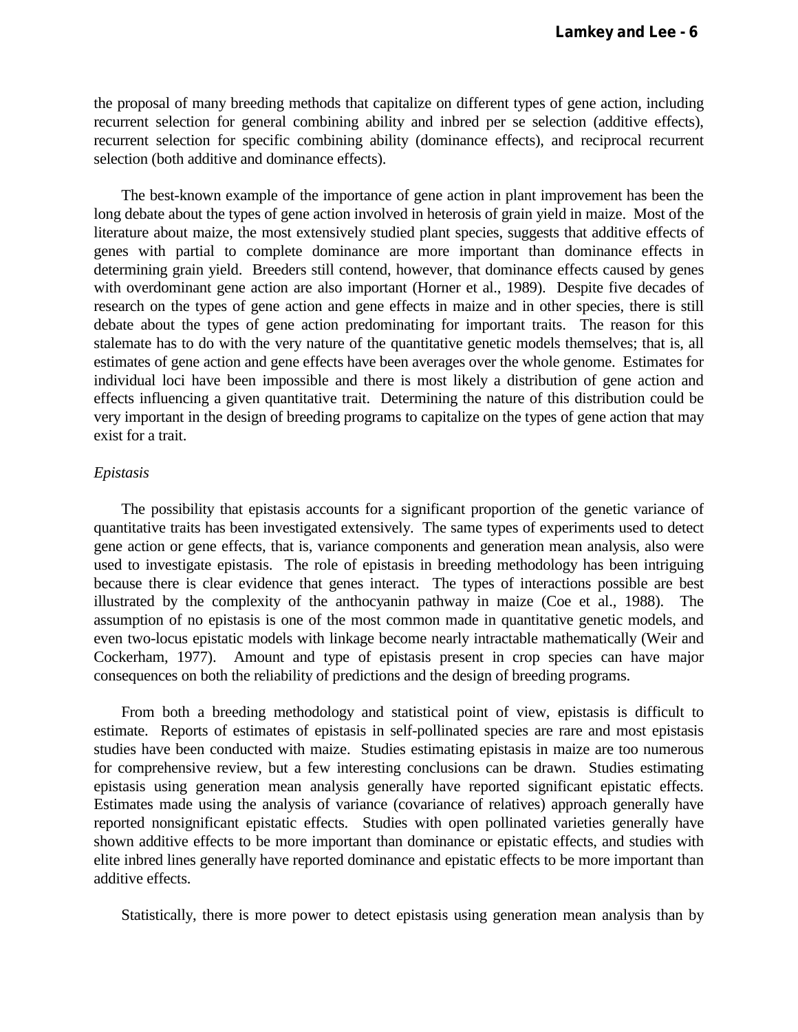the proposal of many breeding methods that capitalize on different types of gene action, including recurrent selection for general combining ability and inbred per se selection (additive effects), recurrent selection for specific combining ability (dominance effects), and reciprocal recurrent selection (both additive and dominance effects).

The best-known example of the importance of gene action in plant improvement has been the long debate about the types of gene action involved in heterosis of grain yield in maize. Most of the literature about maize, the most extensively studied plant species, suggests that additive effects of genes with partial to complete dominance are more important than dominance effects in determining grain yield. Breeders still contend, however, that dominance effects caused by genes with overdominant gene action are also important (Horner et al., 1989). Despite five decades of research on the types of gene action and gene effects in maize and in other species, there is still debate about the types of gene action predominating for important traits. The reason for this stalemate has to do with the very nature of the quantitative genetic models themselves; that is, all estimates of gene action and gene effects have been averages over the whole genome. Estimates for individual loci have been impossible and there is most likely a distribution of gene action and effects influencing a given quantitative trait. Determining the nature of this distribution could be very important in the design of breeding programs to capitalize on the types of gene action that may exist for a trait.

*Epistasis*

The possibility that epistasis accounts for a significant proportion of the genetic variance of quantitative traits has been investigated extensively. The same types of experiments used to detect gene action or gene effects, that is, variance components and generation mean analysis, also were used to investigate epistasis. The role of epistasis in breeding methodology has been intriguing because there is clear evidence that genes interact. The types of interactions possible are best illustrated by the complexity of the anthocyanin pathway in maize (Coe et al., 1988). The assumption of no epistasis is one of the most common made in quantitative genetic models, and even two-locus epistatic models with linkage become nearly intractable mathematically (Weir and Cockerham, 1977). Amount and type of epistasis present in crop species can have major consequences on both the reliability of predictions and the design of breeding programs.

From both a breeding methodology and statistical point of view, epistasis is difficult to estimate. Reports of estimates of epistasis in self-pollinated species are rare and most epistasis studies have been conducted with maize. Studies estimating epistasis in maize are too numerous for comprehensive review, but a few interesting conclusions can be drawn. Studies estimating epistasis using generation mean analysis generally have reported significant epistatic effects. Estimates made using the analysis of variance (covariance of relatives) approach generally have reported nonsignificant epistatic effects. Studies with open pollinated varieties generally have shown additive effects to be more important than dominance or epistatic effects, and studies with elite inbred lines generally have reported dominance and epistatic effects to be more important than additive effects.

Statistically, there is more power to detect epistasis using generation mean analysis than by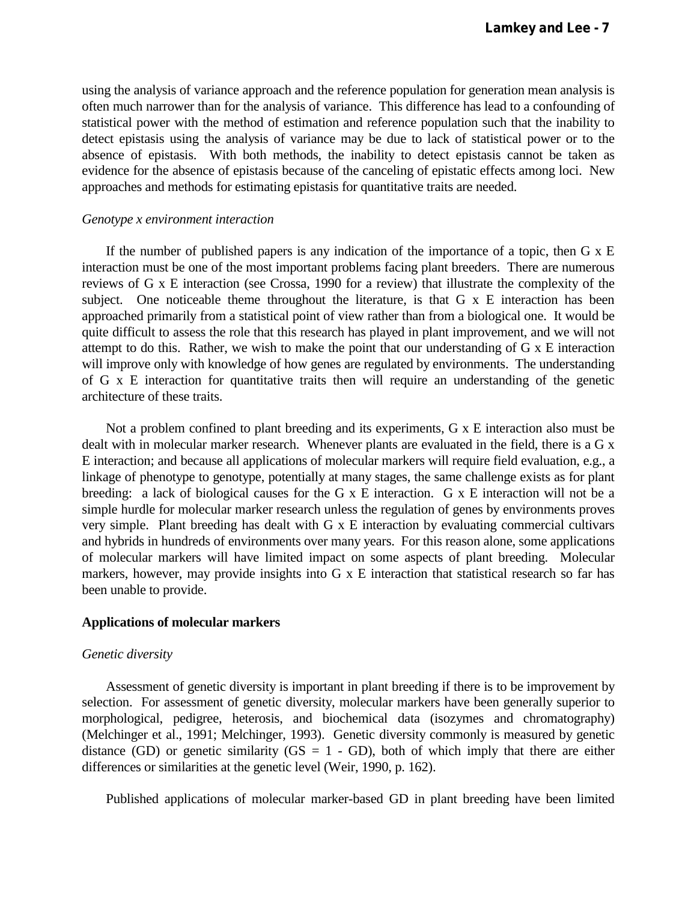using the analysis of variance approach and the reference population for generation mean analysis is often much narrower than for the analysis of variance. This difference has lead to a confounding of statistical power with the method of estimation and reference population such that the inability to detect epistasis using the analysis of variance may be due to lack of statistical power or to the absence of epistasis. With both methods, the inability to detect epistasis cannot be taken as evidence for the absence of epistasis because of the canceling of epistatic effects among loci. New approaches and methods for estimating epistasis for quantitative traits are needed.

*Genotype x environment interaction*

If the number of published papers is any indication of the importance of a topic, then G x E interaction must be one of the most important problems facing plant breeders. There are numerous reviews of G x E interaction (see Crossa, 1990 for a review) that illustrate the complexity of the subject. One noticeable theme throughout the literature, is that G x E interaction has been approached primarily from a statistical point of view rather than from a biological one. It would be quite difficult to assess the role that this research has played in plant improvement, and we will not attempt to do this. Rather, we wish to make the point that our understanding of G x E interaction will improve only with knowledge of how genes are regulated by environments. The understanding of G x E interaction for quantitative traits then will require an understanding of the genetic architecture of these traits.

Not a problem confined to plant breeding and its experiments, G x E interaction also must be dealt with in molecular marker research. Whenever plants are evaluated in the field, there is a G x E interaction; and because all applications of molecular markers will require field evaluation, e.g., a linkage of phenotype to genotype, potentially at many stages, the same challenge exists as for plant breeding: a lack of biological causes for the G x E interaction. G x E interaction will not be a simple hurdle for molecular marker research unless the regulation of genes by environments proves very simple. Plant breeding has dealt with G x E interaction by evaluating commercial cultivars and hybrids in hundreds of environments over many years. For this reason alone, some applications of molecular markers will have limited impact on some aspects of plant breeding. Molecular markers, however, may provide insights into G x E interaction that statistical research so far has been unable to provide.

## Applications of molecular markers

*Genetic diversity*

Assessment of genetic diversity is important in plant breeding if there is to be improvement by selection. For assessment of genetic diversity, molecular markers have been generally superior to morphological, pedigree, heterosis, and biochemical data (isozymes and chromatography) (Melchinger et al., 1991; Melchinger, 1993). Genetic diversity commonly is measured by genetic distance (GD) or genetic similarity (GS = 1 - GD), both of which imply that there are either differences or similarities at the genetic level (Weir, 1990, p. 162).

Published applications of molecular marker-based GD in plant breeding have been limited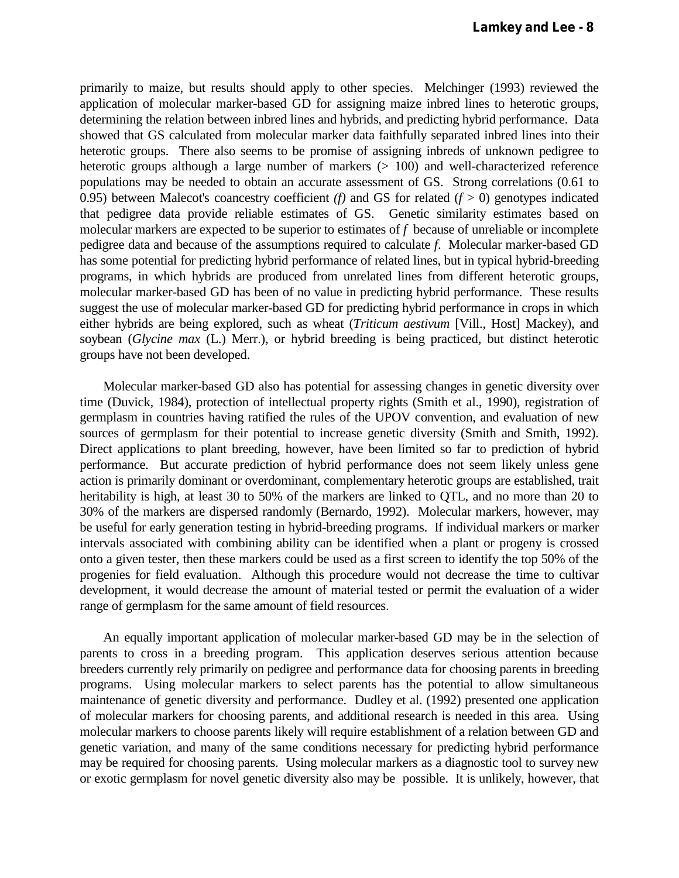primarily to maize, but results should apply to other species. Melchinger (1993) reviewed the application of molecular marker-based GD for assigning maize inbred lines to heterotic groups, determining the relation between inbred lines and hybrids, and predicting hybrid performance. Data showed that GS calculated from molecular marker data faithfully separated inbred lines into their heterotic groups. There also seems to be promise of assigning inbreds of unknown pedigree to heterotic groups although a large number of markers (> 100) and well-characterized reference populations may be needed to obtain an accurate assessment of GS. Strong correlations (0.61 to 0.95) between Malecot's coancestry coefficient *(f)* and GS for related ($f > 0$) genotypes indicated that pedigree data provide reliable estimates of GS. Genetic similarity estimates based on molecular markers are expected to be superior to estimates of *f* because of unreliable or incomplete pedigree data and because of the assumptions required to calculate *f*. Molecular marker-based GD has some potential for predicting hybrid performance of related lines, but in typical hybrid-breeding programs, in which hybrids are produced from unrelated lines from different heterotic groups, molecular marker-based GD has been of no value in predicting hybrid performance. These results suggest the use of molecular marker-based GD for predicting hybrid performance in crops in which either hybrids are being explored, such as wheat (*Triticum aestivum* [Vill., Host] Mackey), and soybean (*Glycine max* (L.) Merr.), or hybrid breeding is being practiced, but distinct heterotic groups have not been developed.

Molecular marker-based GD also has potential for assessing changes in genetic diversity over time (Duvick, 1984), protection of intellectual property rights (Smith et al., 1990), registration of germplasm in countries having ratified the rules of the UPOV convention, and evaluation of new sources of germplasm for their potential to increase genetic diversity (Smith and Smith, 1992). Direct applications to plant breeding, however, have been limited so far to prediction of hybrid performance. But accurate prediction of hybrid performance does not seem likely unless gene action is primarily dominant or overdominant, complementary heterotic groups are established, trait heritability is high, at least 30 to 50% of the markers are linked to QTL, and no more than 20 to 30% of the markers are dispersed randomly (Bernardo, 1992). Molecular markers, however, may be useful for early generation testing in hybrid-breeding programs. If individual markers or marker intervals associated with combining ability can be identified when a plant or progeny is crossed onto a given tester, then these markers could be used as a first screen to identify the top 50% of the progenies for field evaluation. Although this procedure would not decrease the time to cultivar development, it would decrease the amount of material tested or permit the evaluation of a wider range of germplasm for the same amount of field resources.

An equally important application of molecular marker-based GD may be in the selection of parents to cross in a breeding program. This application deserves serious attention because breeders currently rely primarily on pedigree and performance data for choosing parents in breeding programs. Using molecular markers to select parents has the potential to allow simultaneous maintenance of genetic diversity and performance. Dudley et al. (1992) presented one application of molecular markers for choosing parents, and additional research is needed in this area. Using molecular markers to choose parents likely will require establishment of a relation between GD and genetic variation, and many of the same conditions necessary for predicting hybrid performance may be required for choosing parents. Using molecular markers as a diagnostic tool to survey new or exotic germplasm for novel genetic diversity also may be possible. It is unlikely, however, that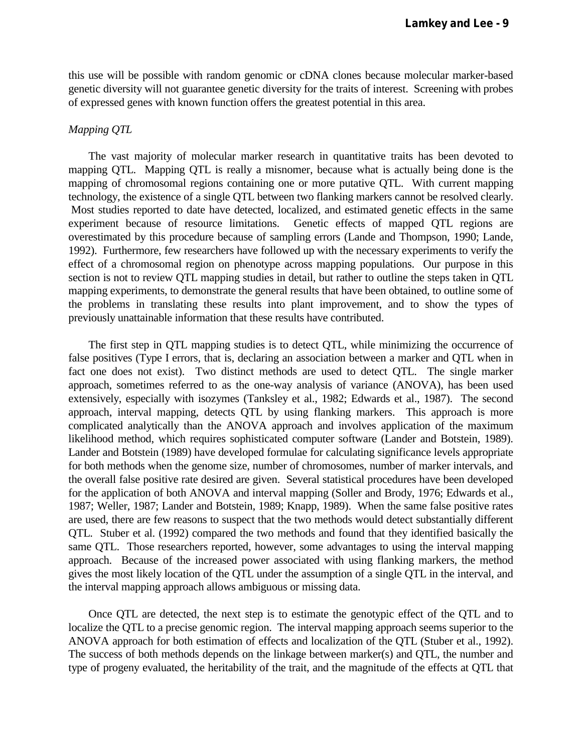this use will be possible with random genomic or cDNA clones because molecular marker-based genetic diversity will not guarantee genetic diversity for the traits of interest. Screening with probes of expressed genes with known function offers the greatest potential in this area.

*Mapping QTL*

The vast majority of molecular marker research in quantitative traits has been devoted to mapping QTL. Mapping QTL is really a misnomer, because what is actually being done is the mapping of chromosomal regions containing one or more putative QTL. With current mapping technology, the existence of a single QTL between two flanking markers cannot be resolved clearly. Most studies reported to date have detected, localized, and estimated genetic effects in the same experiment because of resource limitations. Genetic effects of mapped QTL regions are overestimated by this procedure because of sampling errors (Lande and Thompson, 1990; Lande, 1992). Furthermore, few researchers have followed up with the necessary experiments to verify the effect of a chromosomal region on phenotype across mapping populations. Our purpose in this section is not to review QTL mapping studies in detail, but rather to outline the steps taken in QTL mapping experiments, to demonstrate the general results that have been obtained, to outline some of the problems in translating these results into plant improvement, and to show the types of previously unattainable information that these results have contributed.

The first step in QTL mapping studies is to detect QTL, while minimizing the occurrence of false positives (Type I errors, that is, declaring an association between a marker and QTL when in fact one does not exist). Two distinct methods are used to detect QTL. The single marker approach, sometimes referred to as the one-way analysis of variance (ANOVA), has been used extensively, especially with isozymes (Tanksley et al., 1982; Edwards et al., 1987). The second approach, interval mapping, detects QTL by using flanking markers. This approach is more complicated analytically than the ANOVA approach and involves application of the maximum likelihood method, which requires sophisticated computer software (Lander and Botstein, 1989). Lander and Botstein (1989) have developed formulae for calculating significance levels appropriate for both methods when the genome size, number of chromosomes, number of marker intervals, and the overall false positive rate desired are given. Several statistical procedures have been developed for the application of both ANOVA and interval mapping (Soller and Brody, 1976; Edwards et al., 1987; Weller, 1987; Lander and Botstein, 1989; Knapp, 1989). When the same false positive rates are used, there are few reasons to suspect that the two methods would detect substantially different QTL. Stuber et al. (1992) compared the two methods and found that they identified basically the same QTL. Those researchers reported, however, some advantages to using the interval mapping approach. Because of the increased power associated with using flanking markers, the method gives the most likely location of the QTL under the assumption of a single QTL in the interval, and the interval mapping approach allows ambiguous or missing data.

Once QTL are detected, the next step is to estimate the genotypic effect of the QTL and to localize the QTL to a precise genomic region. The interval mapping approach seems superior to the ANOVA approach for both estimation of effects and localization of the QTL (Stuber et al., 1992). The success of both methods depends on the linkage between marker(s) and QTL, the number and type of progeny evaluated, the heritability of the trait, and the magnitude of the effects at QTL that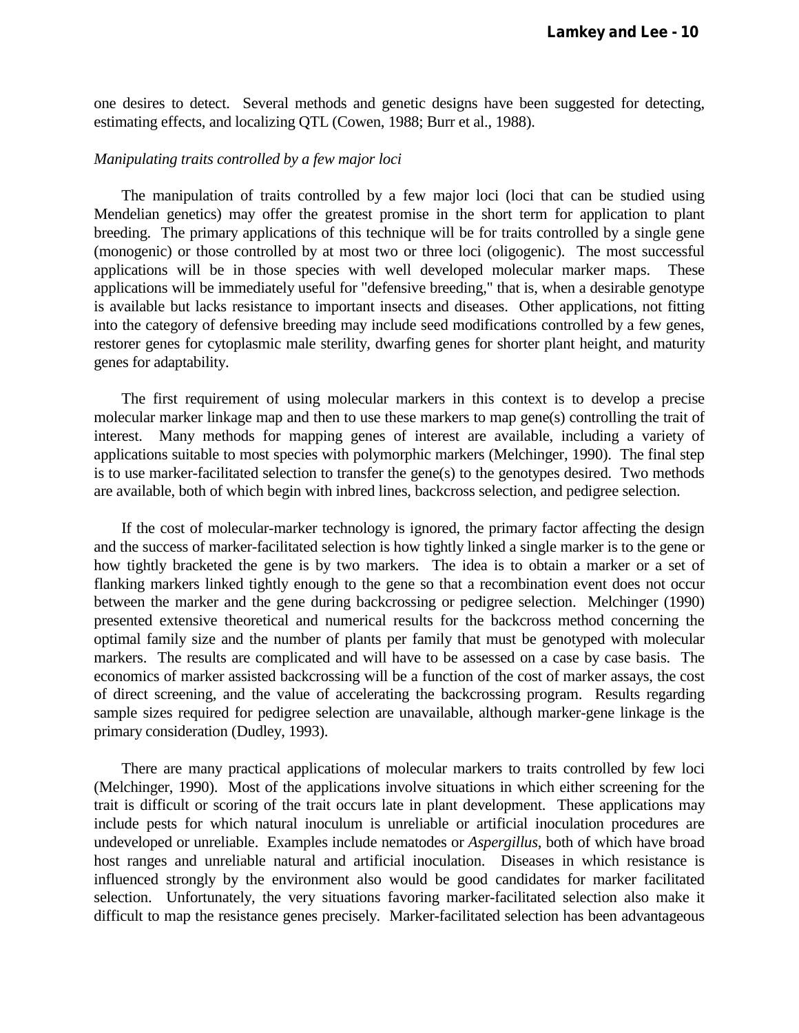one desires to detect. Several methods and genetic designs have been suggested for detecting, estimating effects, and localizing QTL (Cowen, 1988; Burr et al., 1988).

*Manipulating traits controlled by a few major loci*

The manipulation of traits controlled by a few major loci (loci that can be studied using Mendelian genetics) may offer the greatest promise in the short term for application to plant breeding. The primary applications of this technique will be for traits controlled by a single gene (monogenic) or those controlled by at most two or three loci (oligogenic). The most successful applications will be in those species with well developed molecular marker maps. These applications will be immediately useful for "defensive breeding," that is, when a desirable genotype is available but lacks resistance to important insects and diseases. Other applications, not fitting into the category of defensive breeding may include seed modifications controlled by a few genes, restorer genes for cytoplasmic male sterility, dwarfing genes for shorter plant height, and maturity genes for adaptability.

The first requirement of using molecular markers in this context is to develop a precise molecular marker linkage map and then to use these markers to map gene(s) controlling the trait of interest. Many methods for mapping genes of interest are available, including a variety of applications suitable to most species with polymorphic markers (Melchinger, 1990). The final step is to use marker-facilitated selection to transfer the gene(s) to the genotypes desired. Two methods are available, both of which begin with inbred lines, backcross selection, and pedigree selection.

If the cost of molecular-marker technology is ignored, the primary factor affecting the design and the success of marker-facilitated selection is how tightly linked a single marker is to the gene or how tightly bracketed the gene is by two markers. The idea is to obtain a marker or a set of flanking markers linked tightly enough to the gene so that a recombination event does not occur between the marker and the gene during backcrossing or pedigree selection. Melchinger (1990) presented extensive theoretical and numerical results for the backcross method concerning the optimal family size and the number of plants per family that must be genotyped with molecular markers. The results are complicated and will have to be assessed on a case by case basis. The economics of marker assisted backcrossing will be a function of the cost of marker assays, the cost of direct screening, and the value of accelerating the backcrossing program. Results regarding sample sizes required for pedigree selection are unavailable, although marker-gene linkage is the primary consideration (Dudley, 1993).

There are many practical applications of molecular markers to traits controlled by few loci (Melchinger, 1990). Most of the applications involve situations in which either screening for the trait is difficult or scoring of the trait occurs late in plant development. These applications may include pests for which natural inoculum is unreliable or artificial inoculation procedures are undeveloped or unreliable. Examples include nematodes or *Aspergillus*, both of which have broad host ranges and unreliable natural and artificial inoculation. Diseases in which resistance is influenced strongly by the environment also would be good candidates for marker facilitated selection. Unfortunately, the very situations favoring marker-facilitated selection also make it difficult to map the resistance genes precisely. Marker-facilitated selection has been advantageous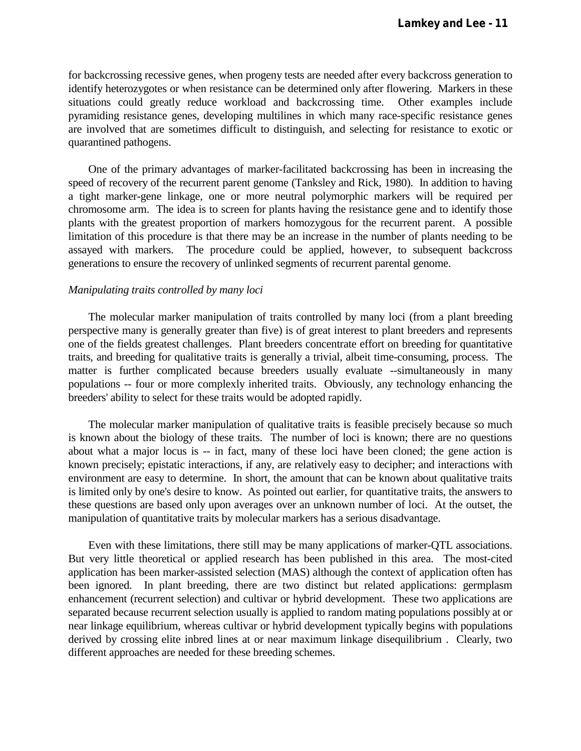for backcrossing recessive genes, when progeny tests are needed after every backcross generation to identify heterozygotes or when resistance can be determined only after flowering. Markers in these situations could greatly reduce workload and backcrossing time. Other examples include pyramiding resistance genes, developing multilines in which many race-specific resistance genes are involved that are sometimes difficult to distinguish, and selecting for resistance to exotic or quarantined pathogens.

One of the primary advantages of marker-facilitated backcrossing has been in increasing the speed of recovery of the recurrent parent genome (Tanksley and Rick, 1980). In addition to having a tight marker-gene linkage, one or more neutral polymorphic markers will be required per chromosome arm. The idea is to screen for plants having the resistance gene and to identify those plants with the greatest proportion of markers homozygous for the recurrent parent. A possible limitation of this procedure is that there may be an increase in the number of plants needing to be assayed with markers. The procedure could be applied, however, to subsequent backcross generations to ensure the recovery of unlinked segments of recurrent parental genome.

*Manipulating traits controlled by many loci*

The molecular marker manipulation of traits controlled by many loci (from a plant breeding perspective many is generally greater than five) is of great interest to plant breeders and represents one of the fields greatest challenges. Plant breeders concentrate effort on breeding for quantitative traits, and breeding for qualitative traits is generally a trivial, albeit time-consuming, process. The matter is further complicated because breeders usually evaluate --simultaneously in many populations -- four or more complexly inherited traits. Obviously, any technology enhancing the breeders' ability to select for these traits would be adopted rapidly.

The molecular marker manipulation of qualitative traits is feasible precisely because so much is known about the biology of these traits. The number of loci is known; there are no questions about what a major locus is -- in fact, many of these loci have been cloned; the gene action is known precisely; epistatic interactions, if any, are relatively easy to decipher; and interactions with environment are easy to determine. In short, the amount that can be known about qualitative traits is limited only by one's desire to know. As pointed out earlier, for quantitative traits, the answers to these questions are based only upon averages over an unknown number of loci. At the outset, the manipulation of quantitative traits by molecular markers has a serious disadvantage.

Even with these limitations, there still may be many applications of marker-QTL associations. But very little theoretical or applied research has been published in this area. The most-cited application has been marker-assisted selection (MAS) although the context of application often has been ignored. In plant breeding, there are two distinct but related applications: germplasm enhancement (recurrent selection) and cultivar or hybrid development. These two applications are separated because recurrent selection usually is applied to random mating populations possibly at or near linkage equilibrium, whereas cultivar or hybrid development typically begins with populations derived by crossing elite inbred lines at or near maximum linkage disequilibrium . Clearly, two different approaches are needed for these breeding schemes.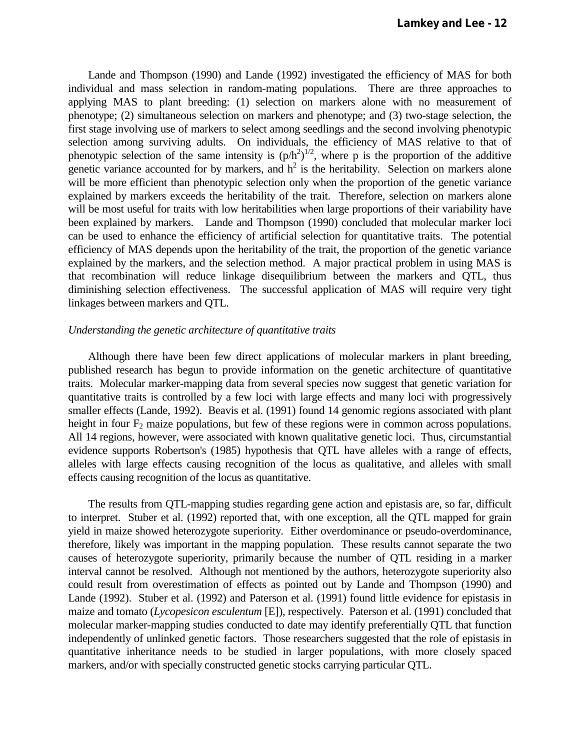Lande and Thompson (1990) and Lande (1992) investigated the efficiency of MAS for both individual and mass selection in random-mating populations. There are three approaches to applying MAS to plant breeding: (1) selection on markers alone with no measurement of phenotype; (2) simultaneous selection on markers and phenotype; and (3) two-stage selection, the first stage involving use of markers to select among seedlings and the second involving phenotypic selection among surviving adults. On individuals, the efficiency of MAS relative to that of phenotypic selection of the same intensity is $(p/h^2)^{1/2}$, where p is the proportion of the additive genetic variance accounted for by markers, and $h^2$ is the heritability. Selection on markers alone will be more efficient than phenotypic selection only when the proportion of the genetic variance explained by markers exceeds the heritability of the trait. Therefore, selection on markers alone will be most useful for traits with low heritabilities when large proportions of their variability have been explained by markers. Lande and Thompson (1990) concluded that molecular marker loci can be used to enhance the efficiency of artificial selection for quantitative traits. The potential efficiency of MAS depends upon the heritability of the trait, the proportion of the genetic variance explained by the markers, and the selection method. A major practical problem in using MAS is that recombination will reduce linkage disequilibrium between the markers and QTL, thus diminishing selection effectiveness. The successful application of MAS will require very tight linkages between markers and QTL.

*Understanding the genetic architecture of quantitative traits*

Although there have been few direct applications of molecular markers in plant breeding, published research has begun to provide information on the genetic architecture of quantitative traits. Molecular marker-mapping data from several species now suggest that genetic variation for quantitative traits is controlled by a few loci with large effects and many loci with progressively smaller effects (Lande, 1992). Beavis et al. (1991) found 14 genomic regions associated with plant height in four $F_2$ maize populations, but few of these regions were in common across populations. All 14 regions, however, were associated with known qualitative genetic loci. Thus, circumstantial evidence supports Robertson's (1985) hypothesis that QTL have alleles with a range of effects, alleles with large effects causing recognition of the locus as qualitative, and alleles with small effects causing recognition of the locus as quantitative.

The results from QTL-mapping studies regarding gene action and epistasis are, so far, difficult to interpret. Stuber et al. (1992) reported that, with one exception, all the QTL mapped for grain yield in maize showed heterozygote superiority. Either overdominance or pseudo-overdominance, therefore, likely was important in the mapping population. These results cannot separate the two causes of heterozygote superiority, primarily because the number of QTL residing in a marker interval cannot be resolved. Although not mentioned by the authors, heterozygote superiority also could result from overestimation of effects as pointed out by Lande and Thompson (1990) and Lande (1992). Stuber et al. (1992) and Paterson et al. (1991) found little evidence for epistasis in maize and tomato (*Lycopesicon esculentum* [E]), respectively. Paterson et al. (1991) concluded that molecular marker-mapping studies conducted to date may identify preferentially QTL that function independently of unlinked genetic factors. Those researchers suggested that the role of epistasis in quantitative inheritance needs to be studied in larger populations, with more closely spaced markers, and/or with specially constructed genetic stocks carrying particular QTL.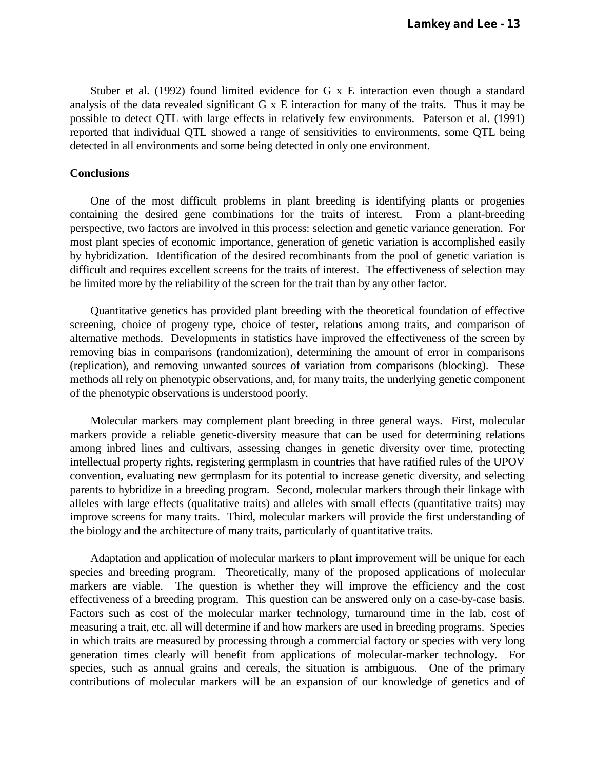Stuber et al. (1992) found limited evidence for G x E interaction even though a standard analysis of the data revealed significant G x E interaction for many of the traits. Thus it may be possible to detect QTL with large effects in relatively few environments. Paterson et al. (1991) reported that individual QTL showed a range of sensitivities to environments, some QTL being detected in all environments and some being detected in only one environment.

**Conclusions**

One of the most difficult problems in plant breeding is identifying plants or progenies containing the desired gene combinations for the traits of interest. From a plant-breeding perspective, two factors are involved in this process: selection and genetic variance generation. For most plant species of economic importance, generation of genetic variation is accomplished easily by hybridization. Identification of the desired recombinants from the pool of genetic variation is difficult and requires excellent screens for the traits of interest. The effectiveness of selection may be limited more by the reliability of the screen for the trait than by any other factor.

Quantitative genetics has provided plant breeding with the theoretical foundation of effective screening, choice of progeny type, choice of tester, relations among traits, and comparison of alternative methods. Developments in statistics have improved the effectiveness of the screen by removing bias in comparisons (randomization), determining the amount of error in comparisons (replication), and removing unwanted sources of variation from comparisons (blocking). These methods all rely on phenotypic observations, and, for many traits, the underlying genetic component of the phenotypic observations is understood poorly.

Molecular markers may complement plant breeding in three general ways. First, molecular markers provide a reliable genetic-diversity measure that can be used for determining relations among inbred lines and cultivars, assessing changes in genetic diversity over time, protecting intellectual property rights, registering germplasm in countries that have ratified rules of the UPOV convention, evaluating new germplasm for its potential to increase genetic diversity, and selecting parents to hybridize in a breeding program. Second, molecular markers through their linkage with alleles with large effects (qualitative traits) and alleles with small effects (quantitative traits) may improve screens for many traits. Third, molecular markers will provide the first understanding of the biology and the architecture of many traits, particularly of quantitative traits.

Adaptation and application of molecular markers to plant improvement will be unique for each species and breeding program. Theoretically, many of the proposed applications of molecular markers are viable. The question is whether they will improve the efficiency and the cost effectiveness of a breeding program. This question can be answered only on a case-by-case basis. Factors such as cost of the molecular marker technology, turnaround time in the lab, cost of measuring a trait, etc. all will determine if and how markers are used in breeding programs. Species in which traits are measured by processing through a commercial factory or species with very long generation times clearly will benefit from applications of molecular-marker technology. For species, such as annual grains and cereals, the situation is ambiguous. One of the primary contributions of molecular markers will be an expansion of our knowledge of genetics and of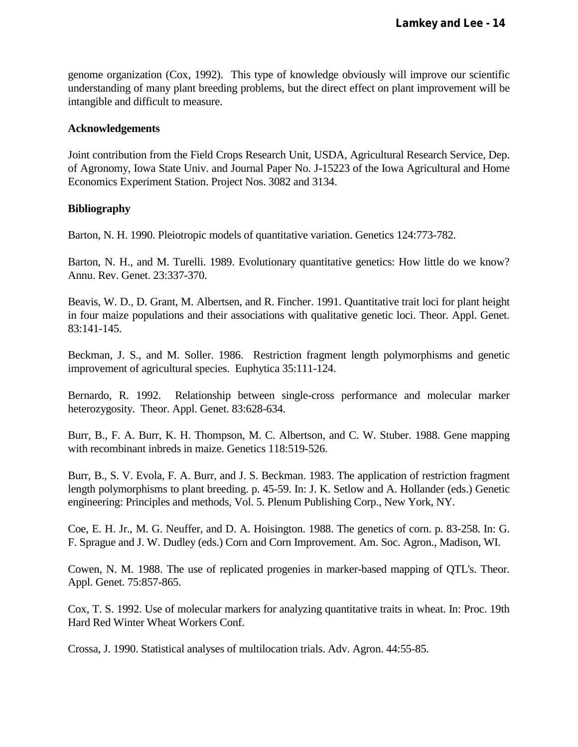genome organization (Cox, 1992). This type of knowledge obviously will improve our scientific understanding of many plant breeding problems, but the direct effect on plant improvement will be intangible and difficult to measure.

**Acknowledgements**

Joint contribution from the Field Crops Research Unit, USDA, Agricultural Research Service, Dep. of Agronomy, Iowa State Univ. and Journal Paper No. J-15223 of the Iowa Agricultural and Home Economics Experiment Station. Project Nos. 3082 and 3134.

**Bibliography**

Barton, N. H. 1990. Pleiotropic models of quantitative variation. Genetics 124:773-782.

Barton, N. H., and M. Turelli. 1989. Evolutionary quantitative genetics: How little do we know? Annu. Rev. Genet. 23:337-370.

Beavis, W. D., D. Grant, M. Albertsen, and R. Fincher. 1991. Quantitative trait loci for plant height in four maize populations and their associations with qualitative genetic loci. Theor. Appl. Genet. 83:141-145.

Beckman, J. S., and M. Soller. 1986. Restriction fragment length polymorphisms and genetic improvement of agricultural species. Euphytica 35:111-124.

Bernardo, R. 1992. Relationship between single-cross performance and molecular marker heterozygosity. Theor. Appl. Genet. 83:628-634.

Burr, B., F. A. Burr, K. H. Thompson, M. C. Albertson, and C. W. Stuber. 1988. Gene mapping with recombinant inbreds in maize. Genetics 118:519-526.

Burr, B., S. V. Evola, F. A. Burr, and J. S. Beckman. 1983. The application of restriction fragment length polymorphisms to plant breeding. p. 45-59. In: J. K. Setlow and A. Hollander (eds.) Genetic engineering: Principles and methods, Vol. 5. Plenum Publishing Corp., New York, NY.

Coe, E. H. Jr., M. G. Neuffer, and D. A. Hoisington. 1988. The genetics of corn. p. 83-258. In: G. F. Sprague and J. W. Dudley (eds.) Corn and Corn Improvement. Am. Soc. Agron., Madison, WI.

Cowen, N. M. 1988. The use of replicated progenies in marker-based mapping of QTL's. Theor. Appl. Genet. 75:857-865.

Cox, T. S. 1992. Use of molecular markers for analyzing quantitative traits in wheat. In: Proc. 19th Hard Red Winter Wheat Workers Conf.

Crossa, J. 1990. Statistical analyses of multilocation trials. Adv. Agron. 44:55-85.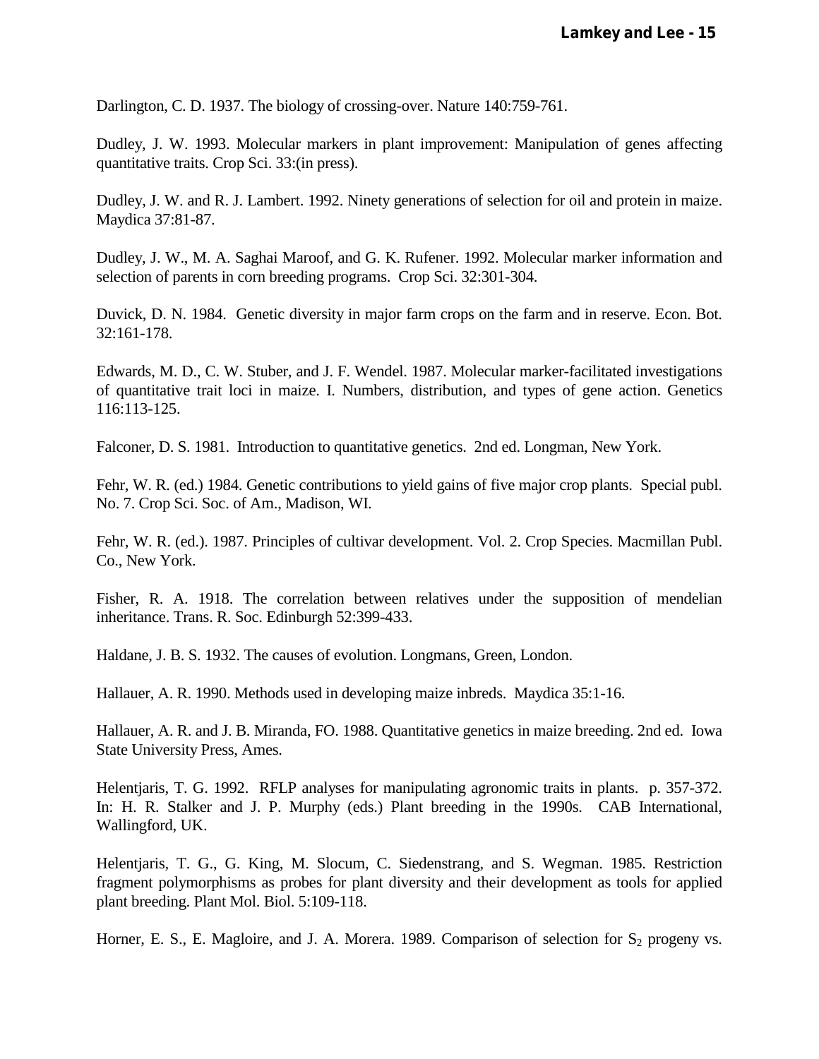Darlington, C. D. 1937. The biology of crossing-over. Nature 140:759-761.

Dudley, J. W. 1993. Molecular markers in plant improvement: Manipulation of genes affecting quantitative traits. Crop Sci. 33:(in press).

Dudley, J. W. and R. J. Lambert. 1992. Ninety generations of selection for oil and protein in maize. Maydica 37:81-87.

Dudley, J. W., M. A. Saghai Maroof, and G. K. Rufener. 1992. Molecular marker information and selection of parents in corn breeding programs. Crop Sci. 32:301-304.

Duvick, D. N. 1984. Genetic diversity in major farm crops on the farm and in reserve. Econ. Bot. 32:161-178.

Edwards, M. D., C. W. Stuber, and J. F. Wendel. 1987. Molecular marker-facilitated investigations of quantitative trait loci in maize. I. Numbers, distribution, and types of gene action. Genetics 116:113-125.

Falconer, D. S. 1981. Introduction to quantitative genetics. 2nd ed. Longman, New York.

Fehr, W. R. (ed.) 1984. Genetic contributions to yield gains of five major crop plants. Special publ. No. 7. Crop Sci. Soc. of Am., Madison, WI.

Fehr, W. R. (ed.). 1987. Principles of cultivar development. Vol. 2. Crop Species. Macmillan Publ. Co., New York.

Fisher, R. A. 1918. The correlation between relatives under the supposition of mendelian inheritance. Trans. R. Soc. Edinburgh 52:399-433.

Haldane, J. B. S. 1932. The causes of evolution. Longmans, Green, London.

Hallauer, A. R. 1990. Methods used in developing maize inbreds. Maydica 35:1-16.

Hallauer, A. R. and J. B. Miranda, FO. 1988. Quantitative genetics in maize breeding. 2nd ed. Iowa State University Press, Ames.

Helentjaris, T. G. 1992. RFLP analyses for manipulating agronomic traits in plants. p. 357-372. In: H. R. Stalker and J. P. Murphy (eds.) Plant breeding in the 1990s. CAB International, Wallingford, UK.

Helentjaris, T. G., G. King, M. Slocum, C. Siedenstrang, and S. Wegman. 1985. Restriction fragment polymorphisms as probes for plant diversity and their development as tools for applied plant breeding. Plant Mol. Biol. 5:109-118.

Horner, E. S., E. Magloire, and J. A. Morera. 1989. Comparison of selection for $S_2$ progeny vs.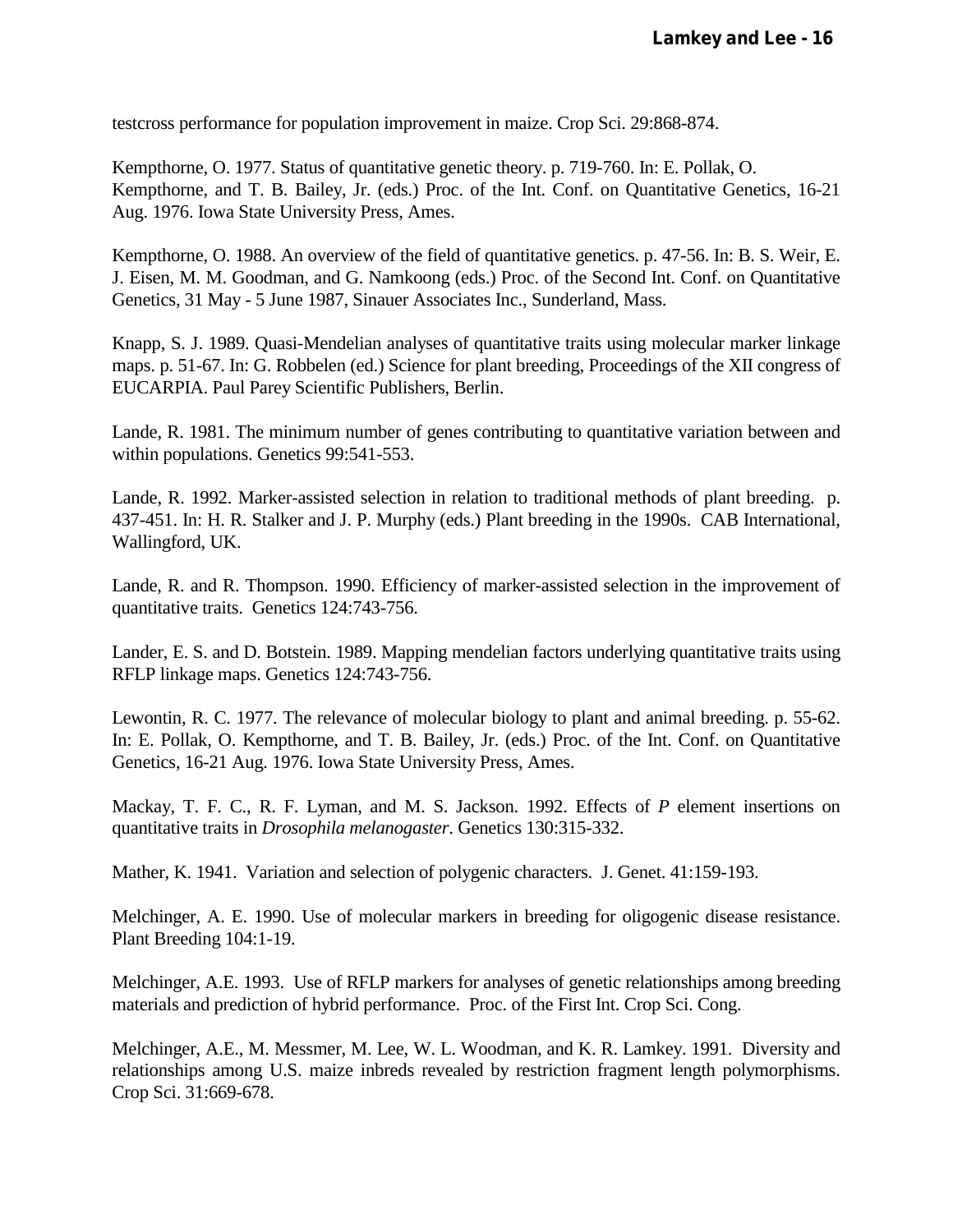testcross performance for population improvement in maize. Crop Sci. 29:868-874.

Kempthorne, O. 1977. Status of quantitative genetic theory. p. 719-760. In: E. Pollak, O. Kempthorne, and T. B. Bailey, Jr. (eds.) Proc. of the Int. Conf. on Quantitative Genetics, 16-21 Aug. 1976. Iowa State University Press, Ames.

Kempthorne, O. 1988. An overview of the field of quantitative genetics. p. 47-56. In: B. S. Weir, E. J. Eisen, M. M. Goodman, and G. Namkoong (eds.) Proc. of the Second Int. Conf. on Quantitative Genetics, 31 May - 5 June 1987, Sinauer Associates Inc., Sunderland, Mass.

Knapp, S. J. 1989. Quasi-Mendelian analyses of quantitative traits using molecular marker linkage maps. p. 51-67. In: G. Robbelen (ed.) Science for plant breeding, Proceedings of the XII congress of EUCARPIA. Paul Parey Scientific Publishers, Berlin.

Lande, R. 1981. The minimum number of genes contributing to quantitative variation between and within populations. Genetics 99:541-553.

Lande, R. 1992. Marker-assisted selection in relation to traditional methods of plant breeding. p. 437-451. In: H. R. Stalker and J. P. Murphy (eds.) Plant breeding in the 1990s. CAB International, Wallingford, UK.

Lande, R. and R. Thompson. 1990. Efficiency of marker-assisted selection in the improvement of quantitative traits. Genetics 124:743-756.

Lander, E. S. and D. Botstein. 1989. Mapping mendelian factors underlying quantitative traits using RFLP linkage maps. Genetics 124:743-756.

Lewontin, R. C. 1977. The relevance of molecular biology to plant and animal breeding. p. 55-62. In: E. Pollak, O. Kempthorne, and T. B. Bailey, Jr. (eds.) Proc. of the Int. Conf. on Quantitative Genetics, 16-21 Aug. 1976. Iowa State University Press, Ames.

Mackay, T. F. C., R. F. Lyman, and M. S. Jackson. 1992. Effects of *P* element insertions on quantitative traits in *Drosophila melanogaster*. Genetics 130:315-332.

Mather, K. 1941. Variation and selection of polygenic characters. J. Genet. 41:159-193.

Melchinger, A. E. 1990. Use of molecular markers in breeding for oligogenic disease resistance. Plant Breeding 104:1-19.

Melchinger, A.E. 1993. Use of RFLP markers for analyses of genetic relationships among breeding materials and prediction of hybrid performance. Proc. of the First Int. Crop Sci. Cong.

Melchinger, A.E., M. Messmer, M. Lee, W. L. Woodman, and K. R. Lamkey. 1991. Diversity and relationships among U.S. maize inbreds revealed by restriction fragment length polymorphisms. Crop Sci. 31:669-678.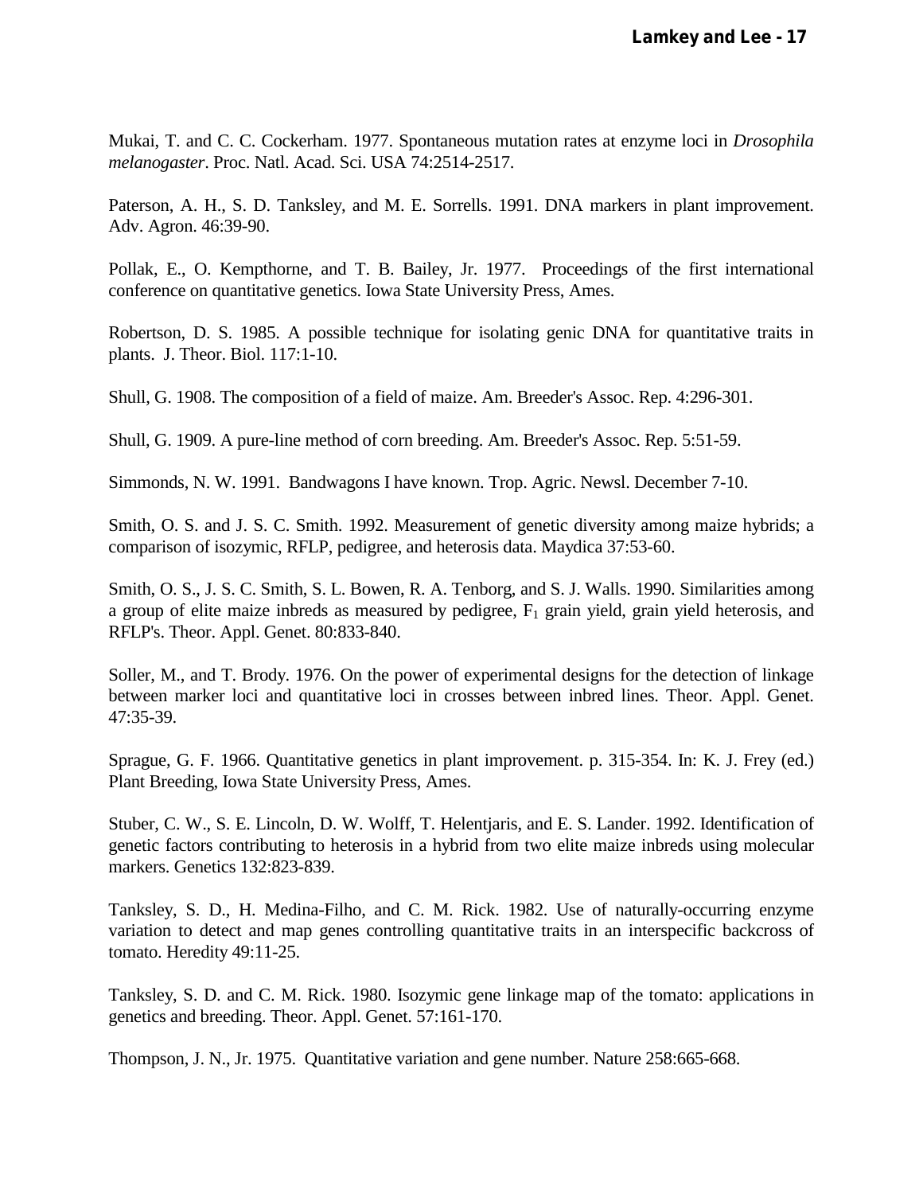Mukai, T. and C. C. Cockerham. 1977. Spontaneous mutation rates at enzyme loci in *Drosophila melanogaster*. Proc. Natl. Acad. Sci. USA 74:2514-2517.

Paterson, A. H., S. D. Tanksley, and M. E. Sorrells. 1991. DNA markers in plant improvement. Adv. Agron. 46:39-90.

Pollak, E., O. Kempthorne, and T. B. Bailey, Jr. 1977. Proceedings of the first international conference on quantitative genetics. Iowa State University Press, Ames.

Robertson, D. S. 1985. A possible technique for isolating genic DNA for quantitative traits in plants. J. Theor. Biol. 117:1-10.

Shull, G. 1908. The composition of a field of maize. Am. Breeder's Assoc. Rep. 4:296-301.

Shull, G. 1909. A pure-line method of corn breeding. Am. Breeder's Assoc. Rep. 5:51-59.

Simmonds, N. W. 1991. Bandwagons I have known. Trop. Agric. Newsl. December 7-10.

Smith, O. S. and J. S. C. Smith. 1992. Measurement of genetic diversity among maize hybrids; a comparison of isozymic, RFLP, pedigree, and heterosis data. Maydica 37:53-60.

Smith, O. S., J. S. C. Smith, S. L. Bowen, R. A. Tenborg, and S. J. Walls. 1990. Similarities among a group of elite maize inbreds as measured by pedigree, $F_1$ grain yield, grain yield heterosis, and RFLP's. Theor. Appl. Genet. 80:833-840.

Soller, M., and T. Brody. 1976. On the power of experimental designs for the detection of linkage between marker loci and quantitative loci in crosses between inbred lines. Theor. Appl. Genet. 47:35-39.

Sprague, G. F. 1966. Quantitative genetics in plant improvement. p. 315-354. In: K. J. Frey (ed.) Plant Breeding, Iowa State University Press, Ames.

Stuber, C. W., S. E. Lincoln, D. W. Wolff, T. Helentjaris, and E. S. Lander. 1992. Identification of genetic factors contributing to heterosis in a hybrid from two elite maize inbreds using molecular markers. Genetics 132:823-839.

Tanksley, S. D., H. Medina-Filho, and C. M. Rick. 1982. Use of naturally-occurring enzyme variation to detect and map genes controlling quantitative traits in an interspecific backcross of tomato. Heredity 49:11-25.

Tanksley, S. D. and C. M. Rick. 1980. Isozymic gene linkage map of the tomato: applications in genetics and breeding. Theor. Appl. Genet. 57:161-170.

Thompson, J. N., Jr. 1975. Quantitative variation and gene number. Nature 258:665-668.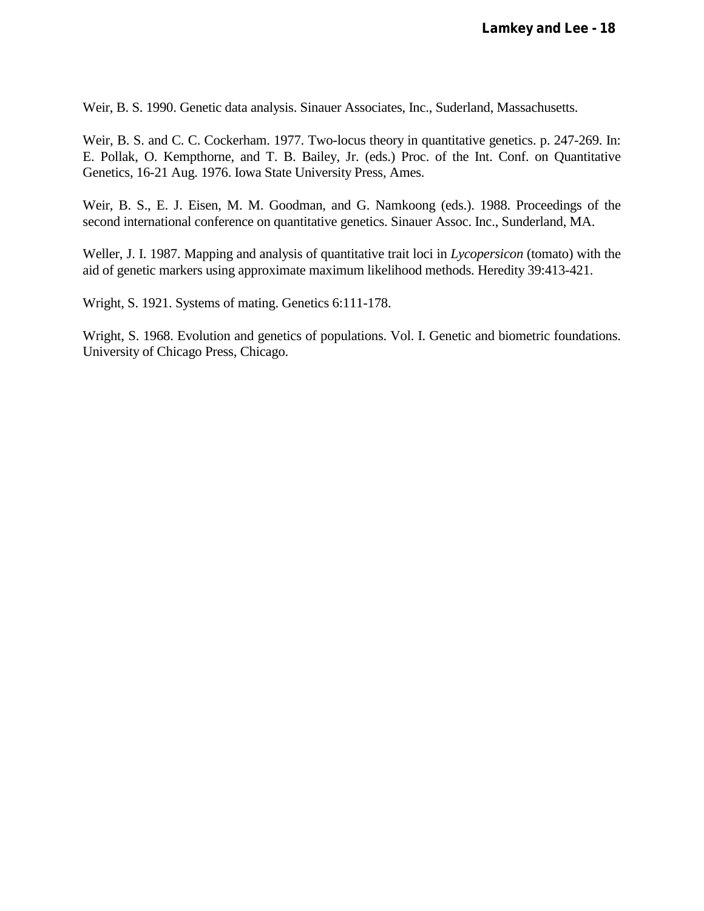Weir, B. S. 1990. Genetic data analysis. Sinauer Associates, Inc., Suderland, Massachusetts.

Weir, B. S. and C. C. Cockerham. 1977. Two-locus theory in quantitative genetics. p. 247-269. In: E. Pollak, O. Kempthorne, and T. B. Bailey, Jr. (eds.) Proc. of the Int. Conf. on Quantitative Genetics, 16-21 Aug. 1976. Iowa State University Press, Ames.

Weir, B. S., E. J. Eisen, M. M. Goodman, and G. Namkoong (eds.). 1988. Proceedings of the second international conference on quantitative genetics. Sinauer Assoc. Inc., Sunderland, MA.

Weller, J. I. 1987. Mapping and analysis of quantitative trait loci in *Lycopersicon* (tomato) with the aid of genetic markers using approximate maximum likelihood methods. Heredity 39:413-421.

Wright, S. 1921. Systems of mating. Genetics 6:111-178.

Wright, S. 1968. Evolution and genetics of populations. Vol. I. Genetic and biometric foundations. University of Chicago Press, Chicago.